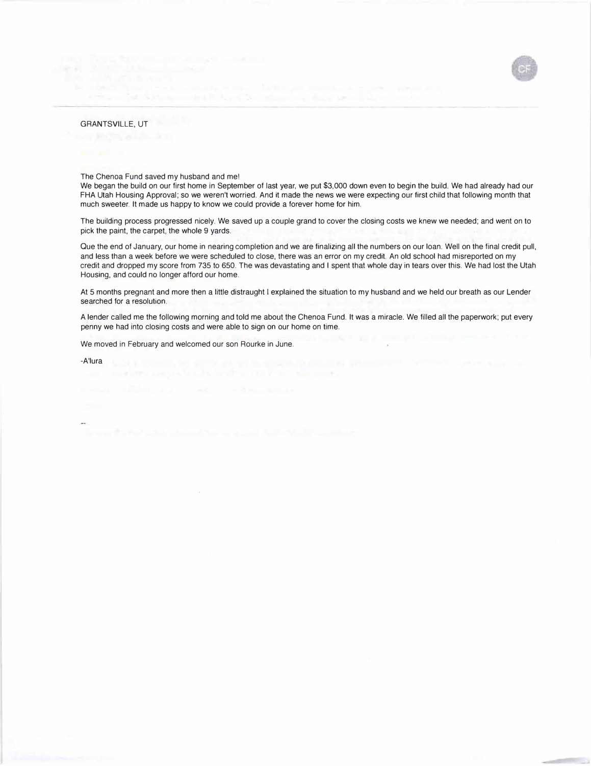GRANTSVILLE, UT

The Chenoa Fund saved my husband and me!

We began the build on our first home in September of last year, we put $3,000 down even to begin the build. We had already had our FHA Utah Housing Approval; so we weren't worried. And it made the news we were expecting our first child that following month that much sweeter. It made us happy to know we could provide a forever home for him.

The building process progressed nicely. We saved up a couple grand to cover the closing costs we knew we needed; and went on to pick the paint, the carpet, the whole 9 yards.

Que the end of January, our home in nearing completion and we are finalizing all the numbers on our loan. Well on the final credit pull, and less than a week before we were scheduled to close, there was an error on my credit. An old school had misreported on my credit and dropped my score from 735 to 650. The was devastating and I spent that whole day in tears over this. We had lost the Utah Housing, and could no longer afford our home.

At 5 months pregnant and more then a little distraught I explained the situation to my husband and we held our breath as our Lender searched for a resolution.

A lender called me the following morning and told me about the Chenoa Fund. It was a miracle. We filled all the paperwork; put every penny we had into closing costs and were able to sign on our home on time.

We moved in February and welcomed our son Rourke in June.

-A'lura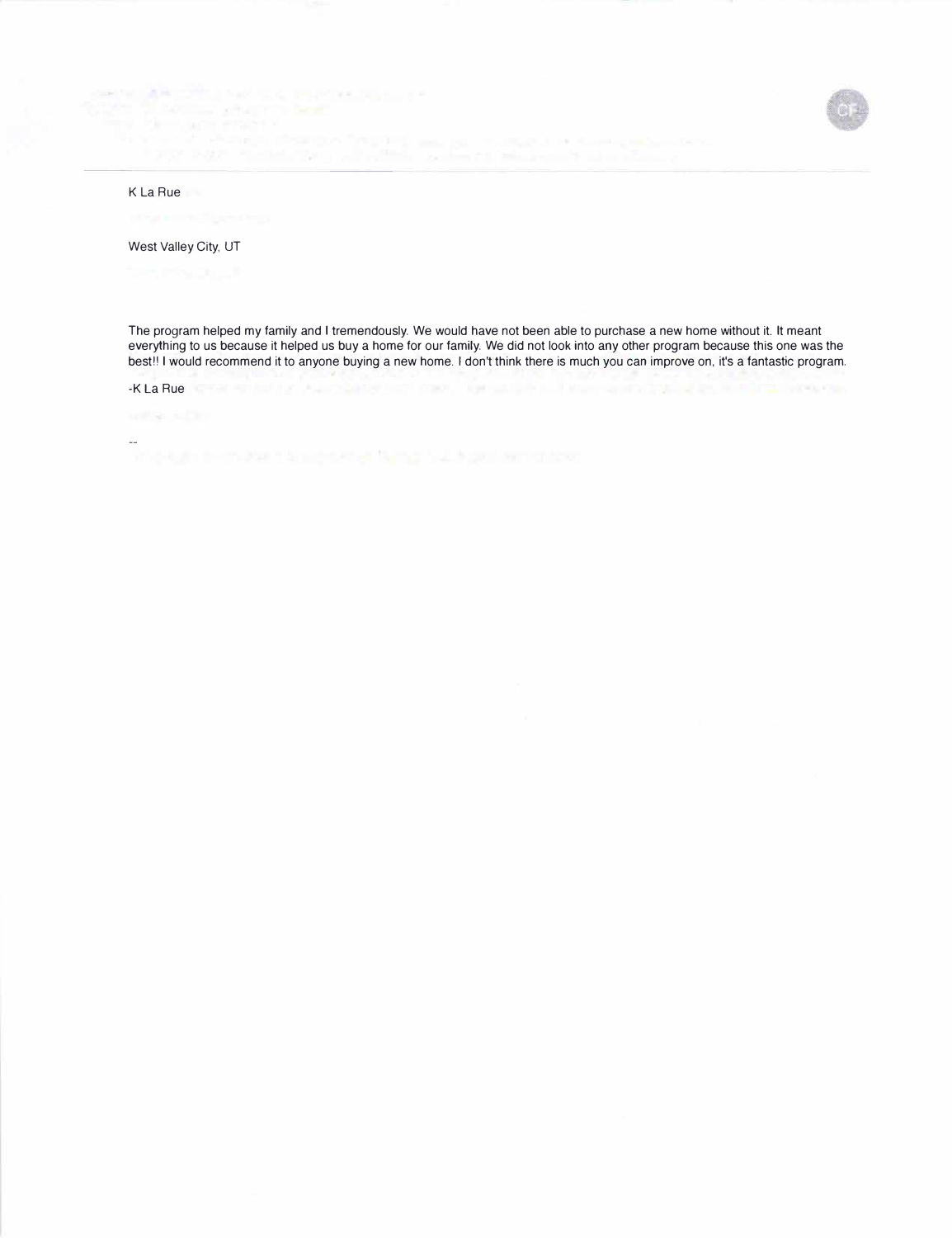K La Rue

West Valley City, UT

The program helped my family and I tremendously. We would have not been able to purchase a new home without it. It meant everything to us because it helped us buy a home for our family. We did not look into any other program because this one was the best!! I would recommend it to anyone buying a new home. I don't think there is much you can improve on, it's a fantastic program.

-K La Rue

--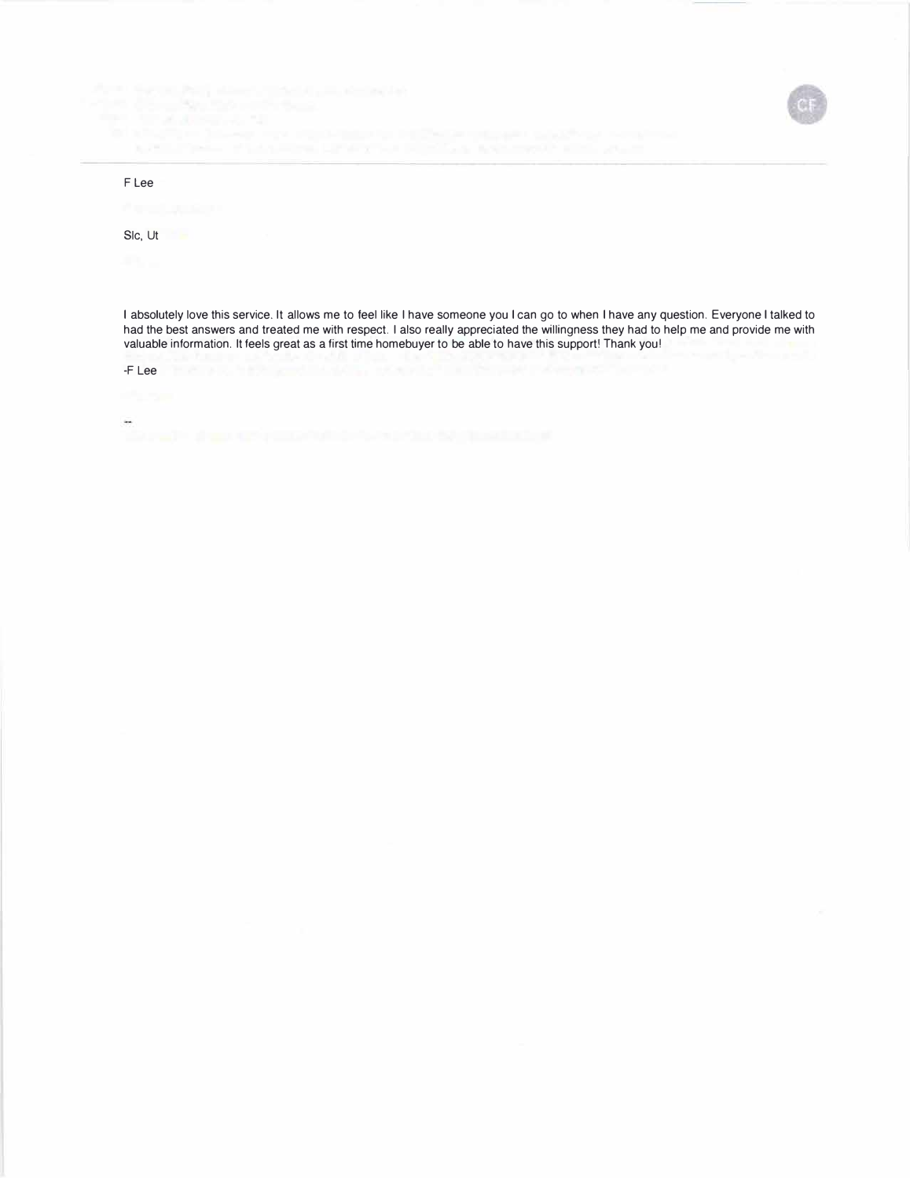F Lee

Slc, Ut

I absolutely love this service. It allows me to feel like I have someone you I can go to when I have any question. Everyone I talked to had the best answers and treated me with respect. I also really appreciated the willingness they had to help me and provide me with valuable information. It feels great as a first time homebuyer to be able to have this support! Thank you!

-F Lee

--